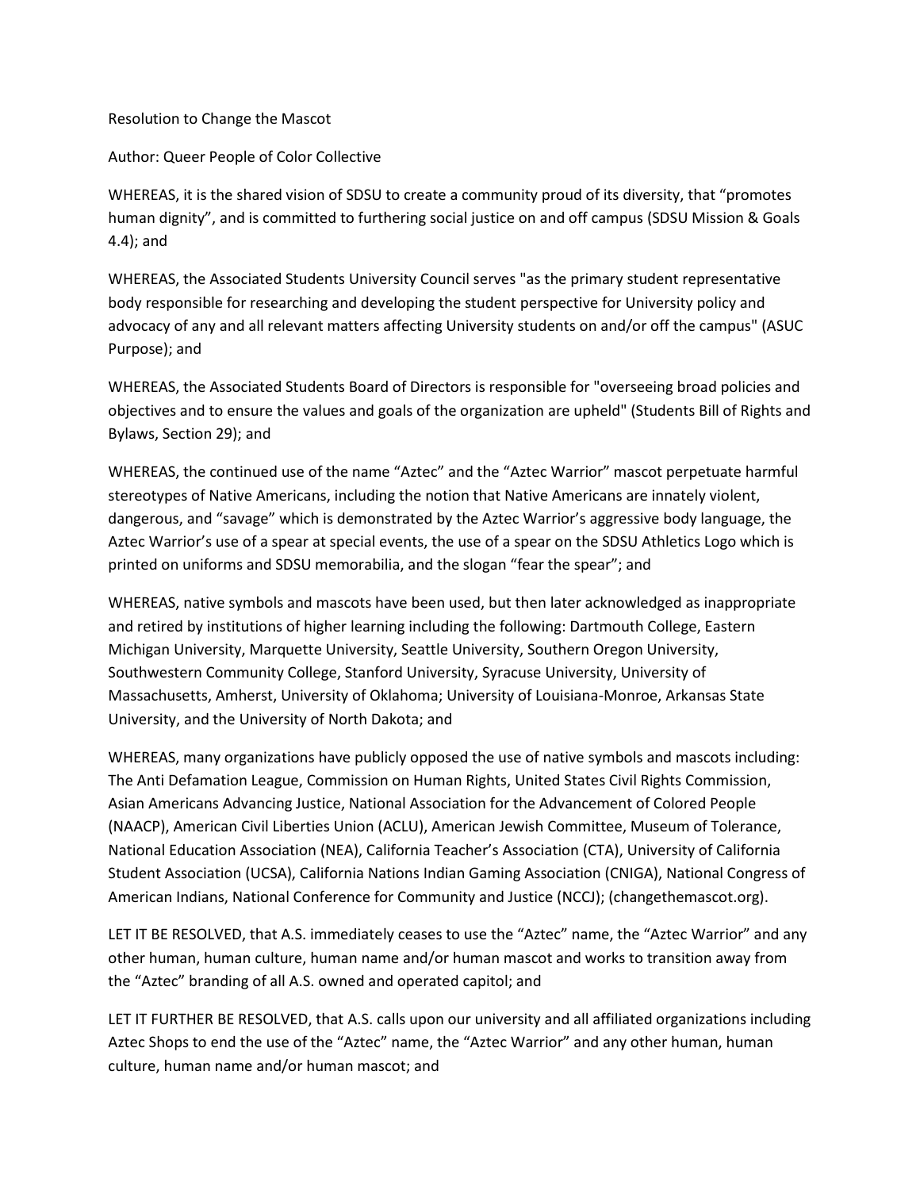Resolution to Change the Mascot

Author: Queer People of Color Collective

WHEREAS, it is the shared vision of SDSU to create a community proud of its diversity, that "promotes human dignity", and is committed to furthering social justice on and off campus (SDSU Mission & Goals 4.4); and

WHEREAS, the Associated Students University Council serves "as the primary student representative body responsible for researching and developing the student perspective for University policy and advocacy of any and all relevant matters affecting University students on and/or off the campus" (ASUC Purpose); and

WHEREAS, the Associated Students Board of Directors is responsible for "overseeing broad policies and objectives and to ensure the values and goals of the organization are upheld" (Students Bill of Rights and Bylaws, Section 29); and

WHEREAS, the continued use of the name "Aztec" and the "Aztec Warrior" mascot perpetuate harmful stereotypes of Native Americans, including the notion that Native Americans are innately violent, dangerous, and "savage" which is demonstrated by the Aztec Warrior's aggressive body language, the Aztec Warrior's use of a spear at special events, the use of a spear on the SDSU Athletics Logo which is printed on uniforms and SDSU memorabilia, and the slogan "fear the spear"; and

WHEREAS, native symbols and mascots have been used, but then later acknowledged as inappropriate and retired by institutions of higher learning including the following: Dartmouth College, Eastern Michigan University, Marquette University, Seattle University, Southern Oregon University, Southwestern Community College, Stanford University, Syracuse University, University of Massachusetts, Amherst, University of Oklahoma; University of Louisiana-Monroe, Arkansas State University, and the University of North Dakota; and

WHEREAS, many organizations have publicly opposed the use of native symbols and mascots including: The Anti Defamation League, Commission on Human Rights, United States Civil Rights Commission, Asian Americans Advancing Justice, National Association for the Advancement of Colored People (NAACP), American Civil Liberties Union (ACLU), American Jewish Committee, Museum of Tolerance, National Education Association (NEA), California Teacher's Association (CTA), University of California Student Association (UCSA), California Nations Indian Gaming Association (CNIGA), National Congress of American Indians, National Conference for Community and Justice (NCCJ); (changethemascot.org).

LET IT BE RESOLVED, that A.S. immediately ceases to use the "Aztec" name, the "Aztec Warrior" and any other human, human culture, human name and/or human mascot and works to transition away from the "Aztec" branding of all A.S. owned and operated capitol; and

LET IT FURTHER BE RESOLVED, that A.S. calls upon our university and all affiliated organizations including Aztec Shops to end the use of the "Aztec" name, the "Aztec Warrior" and any other human, human culture, human name and/or human mascot; and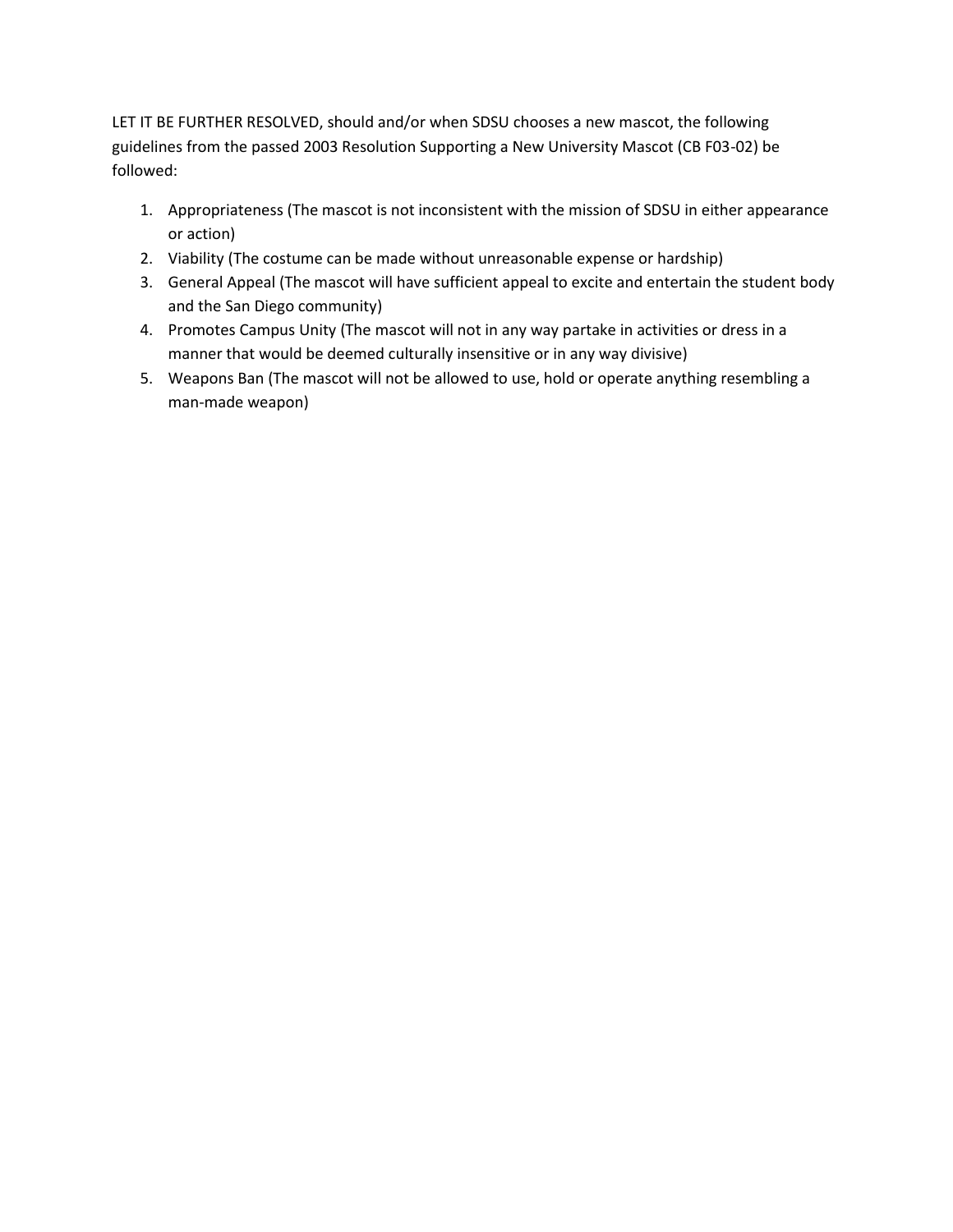LET IT BE FURTHER RESOLVED, should and/or when SDSU chooses a new mascot, the following guidelines from the passed 2003 Resolution Supporting a New University Mascot (CB F03-02) be followed:

1. Appropriateness (The mascot is not inconsistent with the mission of SDSU in either appearance or action)
2. Viability (The costume can be made without unreasonable expense or hardship)
3. General Appeal (The mascot will have sufficient appeal to excite and entertain the student body and the San Diego community)
4. Promotes Campus Unity (The mascot will not in any way partake in activities or dress in a manner that would be deemed culturally insensitive or in any way divisive)
5. Weapons Ban (The mascot will not be allowed to use, hold or operate anything resembling a man-made weapon)